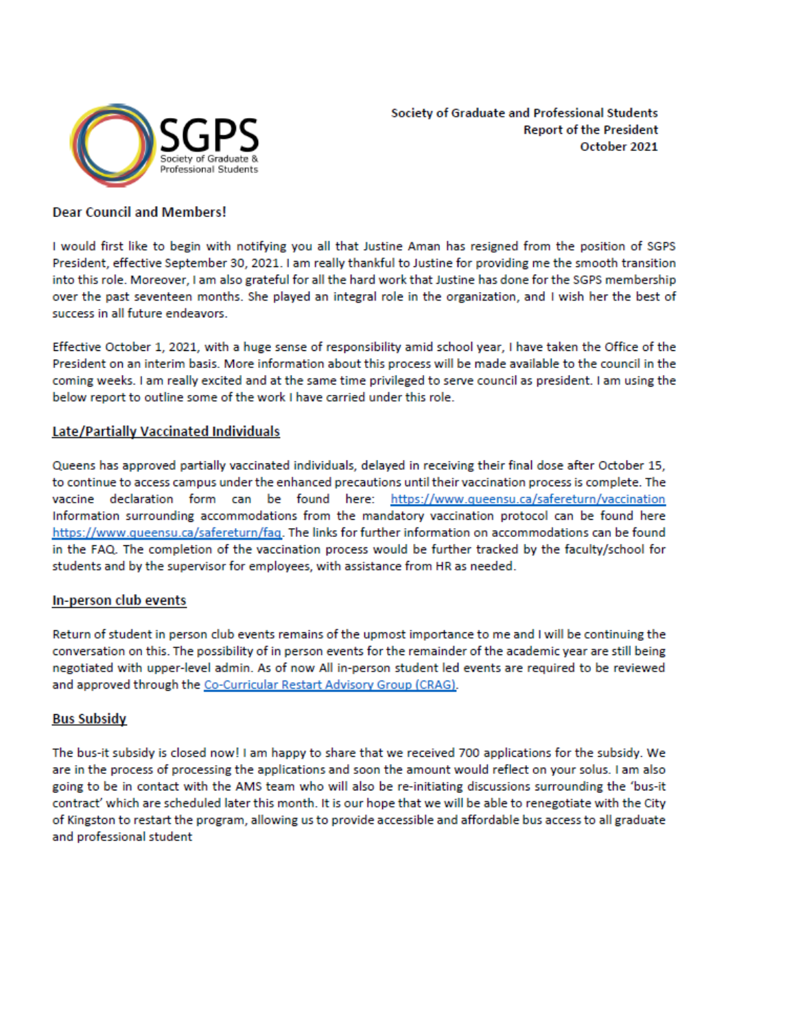Society of Graduate and Professional Students
Report of the President
October 2021

**Dear Council and Members!**

I would first like to begin with notifying you all that Justine Aman has resigned from the position of SGPS President, effective September 30, 2021. I am really thankful to Justine for providing me the smooth transition into this role. Moreover, I am also grateful for all the hard work that Justine has done for the SGPS membership over the past seventeen months. She played an integral role in the organization, and I wish her the best of success in all future endeavors.

Effective October 1, 2021, with a huge sense of responsibility amid school year, I have taken the Office of the President on an interim basis. More information about this process will be made available to the council in the coming weeks. I am really excited and at the same time privileged to serve council as president. I am using the below report to outline some of the work I have carried under this role.

## Late/Partially Vaccinated Individuals

Queens has approved partially vaccinated individuals, delayed in receiving their final dose after October 15, to continue to access campus under the enhanced precautions until their vaccination process is complete. The vaccine declaration form can be found here: https://www.queensu.ca/safereturn/vaccination Information surrounding accommodations from the mandatory vaccination protocol can be found here https://www.queensu.ca/safereturn/faq. The links for further information on accommodations can be found in the FAQ. The completion of the vaccination process would be further tracked by the faculty/school for students and by the supervisor for employees, with assistance from HR as needed.

## In-person club events

Return of student in person club events remains of the upmost importance to me and I will be continuing the conversation on this. The possibility of in person events for the remainder of the academic year are still being negotiated with upper-level admin. As of now All in-person student led events are required to be reviewed and approved through the Co-Curricular Restart Advisory Group (CRAG).

## Bus Subsidy

The bus-it subsidy is closed now! I am happy to share that we received 700 applications for the subsidy. We are in the process of processing the applications and soon the amount would reflect on your solus. I am also going to be in contact with the AMS team who will also be re-initiating discussions surrounding the 'bus-it contract' which are scheduled later this month. It is our hope that we will be able to renegotiate with the City of Kingston to restart the program, allowing us to provide accessible and affordable bus access to all graduate and professional student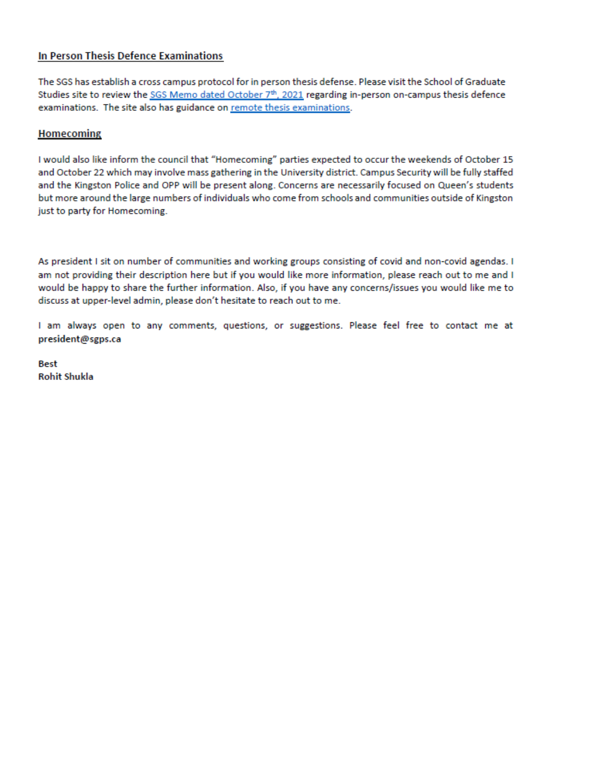## In Person Thesis Defence Examinations

The SGS has establish a cross campus protocol for in person thesis defense. Please visit the School of Graduate Studies site to review the SGS Memo dated October 7th, 2021 regarding in-person on-campus thesis defence examinations. The site also has guidance on remote thesis examinations.

## Homecoming

I would also like inform the council that "Homecoming" parties expected to occur the weekends of October 15 and October 22 which may involve mass gathering in the University district. Campus Security will be fully staffed and the Kingston Police and OPP will be present along. Concerns are necessarily focused on Queen's students but more around the large numbers of individuals who come from schools and communities outside of Kingston just to party for Homecoming.

As president I sit on number of communities and working groups consisting of covid and non-covid agendas. I am not providing their description here but if you would like more information, please reach out to me and I would be happy to share the further information. Also, if you have any concerns/issues you would like me to discuss at upper-level admin, please don't hesitate to reach out to me.

I am always open to any comments, questions, or suggestions. Please feel free to contact me at **president@sgps.ca**

**Best**
**Rohit Shukla**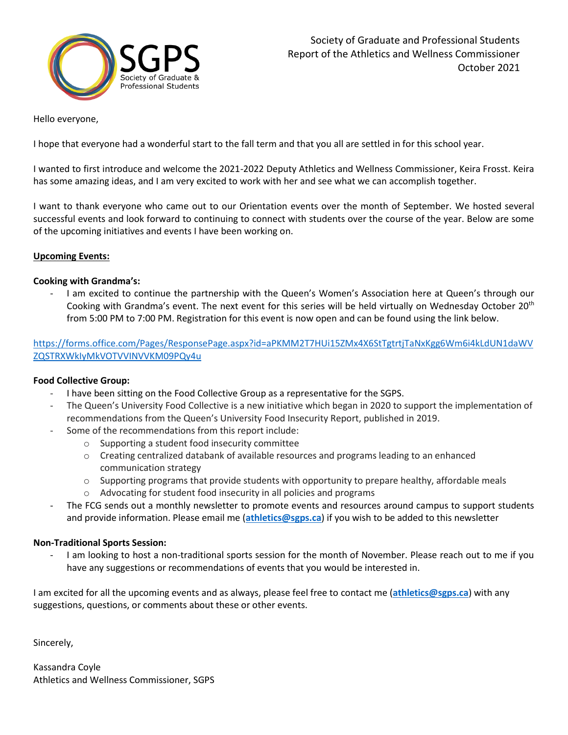Society of Graduate and Professional Students
Report of the Athletics and Wellness Commissioner
October 2021

Hello everyone,

I hope that everyone had a wonderful start to the fall term and that you all are settled in for this school year.

I wanted to first introduce and welcome the 2021-2022 Deputy Athletics and Wellness Commissioner, Keira Frosst. Keira has some amazing ideas, and I am very excited to work with her and see what we can accomplish together.

I want to thank everyone who came out to our Orientation events over the month of September. We hosted several successful events and look forward to continuing to connect with students over the course of the year. Below are some of the upcoming initiatives and events I have been working on.

**Upcoming Events:**

**Cooking with Grandma's:**

- I am excited to continue the partnership with the Queen's Women's Association here at Queen's through our Cooking with Grandma's event. The next event for this series will be held virtually on Wednesday October 20th from 5:00 PM to 7:00 PM. Registration for this event is now open and can be found using the link below.

https://forms.office.com/Pages/ResponsePage.aspx?id=aPKMM2T7HUi15ZMx4X6StTgtrtjTaNxKgg6Wm6i4kLdUN1daWVZQSTRXWkIyMkVOTVVINVVKM09PQy4u

**Food Collective Group:**

- I have been sitting on the Food Collective Group as a representative for the SGPS.
- The Queen's University Food Collective is a new initiative which began in 2020 to support the implementation of recommendations from the Queen's University Food Insecurity Report, published in 2019.
- Some of the recommendations from this report include:
  - Supporting a student food insecurity committee
  - Creating centralized databank of available resources and programs leading to an enhanced communication strategy
  - Supporting programs that provide students with opportunity to prepare healthy, affordable meals
  - Advocating for student food insecurity in all policies and programs
- The FCG sends out a monthly newsletter to promote events and resources around campus to support students and provide information. Please email me (**athletics@sgps.ca**) if you wish to be added to this newsletter

**Non-Traditional Sports Session:**

- I am looking to host a non-traditional sports session for the month of November. Please reach out to me if you have any suggestions or recommendations of events that you would be interested in.

I am excited for all the upcoming events and as always, please feel free to contact me (**athletics@sgps.ca**) with any suggestions, questions, or comments about these or other events.

Sincerely,

Kassandra Coyle
Athletics and Wellness Commissioner, SGPS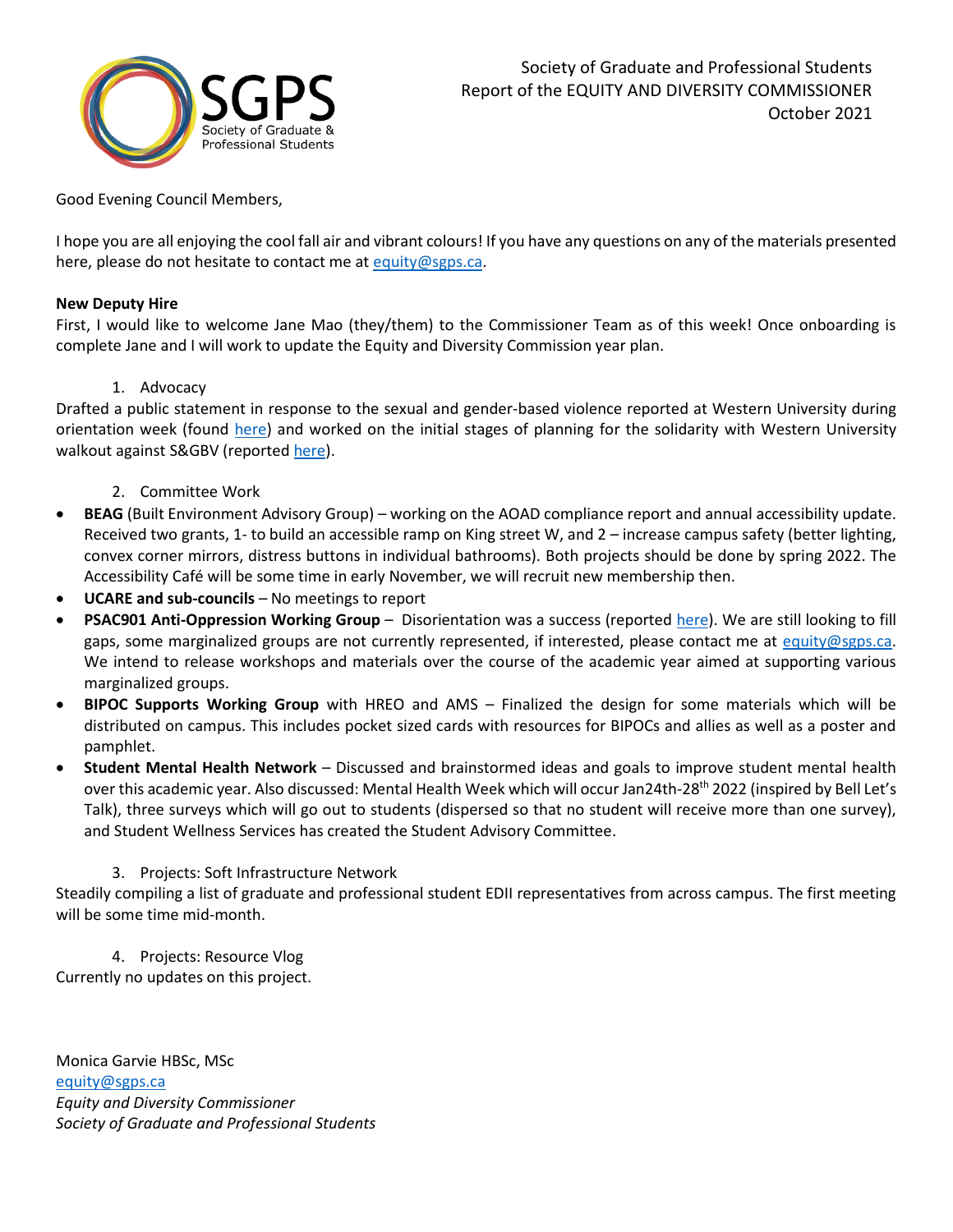Society of Graduate and Professional Students
Report of the EQUITY AND DIVERSITY COMMISSIONER
October 2021

Good Evening Council Members,

I hope you are all enjoying the cool fall air and vibrant colours! If you have any questions on any of the materials presented here, please do not hesitate to contact me at equity@sgps.ca.

**New Deputy Hire**
First, I would like to welcome Jane Mao (they/them) to the Commissioner Team as of this week! Once onboarding is complete Jane and I will work to update the Equity and Diversity Commission year plan.

1. Advocacy

Drafted a public statement in response to the sexual and gender-based violence reported at Western University during orientation week (found here) and worked on the initial stages of planning for the solidarity with Western University walkout against S&GBV (reported here).

2. Committee Work

- **BEAG** (Built Environment Advisory Group) – working on the AOAD compliance report and annual accessibility update. Received two grants, 1- to build an accessible ramp on King street W, and 2 – increase campus safety (better lighting, convex corner mirrors, distress buttons in individual bathrooms). Both projects should be done by spring 2022. The Accessibility Café will be some time in early November, we will recruit new membership then.
- **UCARE and sub-councils** – No meetings to report
- **PSAC901 Anti-Oppression Working Group** – Disorientation was a success (reported here). We are still looking to fill gaps, some marginalized groups are not currently represented, if interested, please contact me at equity@sgps.ca. We intend to release workshops and materials over the course of the academic year aimed at supporting various marginalized groups.
- **BIPOC Supports Working Group** with HREO and AMS – Finalized the design for some materials which will be distributed on campus. This includes pocket sized cards with resources for BIPOCs and allies as well as a poster and pamphlet.
- **Student Mental Health Network** – Discussed and brainstormed ideas and goals to improve student mental health over this academic year. Also discussed: Mental Health Week which will occur Jan24th-28th 2022 (inspired by Bell Let's Talk), three surveys which will go out to students (dispersed so that no student will receive more than one survey), and Student Wellness Services has created the Student Advisory Committee.

3. Projects: Soft Infrastructure Network

Steadily compiling a list of graduate and professional student EDII representatives from across campus. The first meeting will be some time mid-month.

4. Projects: Resource Vlog

Currently no updates on this project.

Monica Garvie HBSc, MSc
equity@sgps.ca
*Equity and Diversity Commissioner*
*Society of Graduate and Professional Students*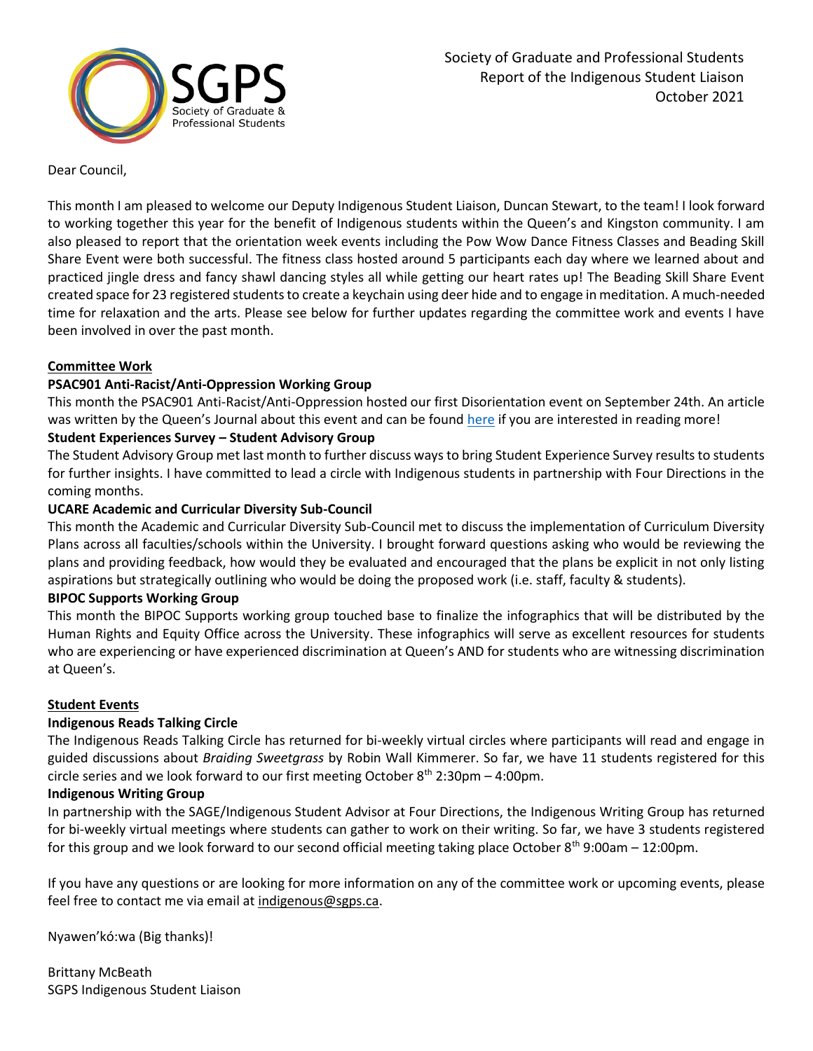Society of Graduate and Professional Students
Report of the Indigenous Student Liaison
October 2021

Dear Council,

This month I am pleased to welcome our Deputy Indigenous Student Liaison, Duncan Stewart, to the team! I look forward to working together this year for the benefit of Indigenous students within the Queen's and Kingston community. I am also pleased to report that the orientation week events including the Pow Wow Dance Fitness Classes and Beading Skill Share Event were both successful. The fitness class hosted around 5 participants each day where we learned about and practiced jingle dress and fancy shawl dancing styles all while getting our heart rates up! The Beading Skill Share Event created space for 23 registered students to create a keychain using deer hide and to engage in meditation. A much-needed time for relaxation and the arts. Please see below for further updates regarding the committee work and events I have been involved in over the past month.

## Committee Work

### PSAC901 Anti-Racist/Anti-Oppression Working Group

This month the PSAC901 Anti-Racist/Anti-Oppression hosted our first Disorientation event on September 24th. An article was written by the Queen's Journal about this event and can be found here if you are interested in reading more!

### Student Experiences Survey – Student Advisory Group

The Student Advisory Group met last month to further discuss ways to bring Student Experience Survey results to students for further insights. I have committed to lead a circle with Indigenous students in partnership with Four Directions in the coming months.

### UCARE Academic and Curricular Diversity Sub-Council

This month the Academic and Curricular Diversity Sub-Council met to discuss the implementation of Curriculum Diversity Plans across all faculties/schools within the University. I brought forward questions asking who would be reviewing the plans and providing feedback, how would they be evaluated and encouraged that the plans be explicit in not only listing aspirations but strategically outlining who would be doing the proposed work (i.e. staff, faculty & students).

### BIPOC Supports Working Group

This month the BIPOC Supports working group touched base to finalize the infographics that will be distributed by the Human Rights and Equity Office across the University. These infographics will serve as excellent resources for students who are experiencing or have experienced discrimination at Queen's AND for students who are witnessing discrimination at Queen's.

## Student Events

### Indigenous Reads Talking Circle

The Indigenous Reads Talking Circle has returned for bi-weekly virtual circles where participants will read and engage in guided discussions about *Braiding Sweetgrass* by Robin Wall Kimmerer. So far, we have 11 students registered for this circle series and we look forward to our first meeting October 8th 2:30pm – 4:00pm.

### Indigenous Writing Group

In partnership with the SAGE/Indigenous Student Advisor at Four Directions, the Indigenous Writing Group has returned for bi-weekly virtual meetings where students can gather to work on their writing. So far, we have 3 students registered for this group and we look forward to our second official meeting taking place October 8th 9:00am – 12:00pm.

If you have any questions or are looking for more information on any of the committee work or upcoming events, please feel free to contact me via email at indigenous@sgps.ca.

Nyawen'kó:wa (Big thanks)!

Brittany McBeath
SGPS Indigenous Student Liaison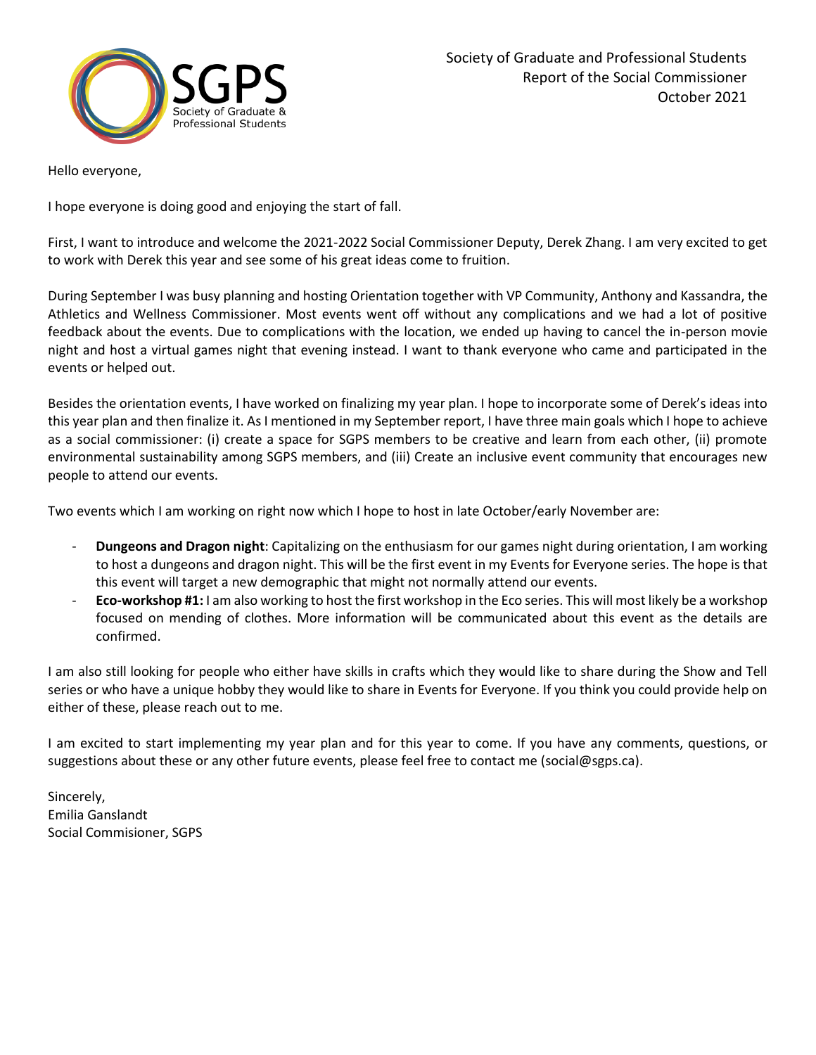Society of Graduate and Professional Students
Report of the Social Commissioner
October 2021

Hello everyone,

I hope everyone is doing good and enjoying the start of fall.

First, I want to introduce and welcome the 2021-2022 Social Commissioner Deputy, Derek Zhang. I am very excited to get to work with Derek this year and see some of his great ideas come to fruition.

During September I was busy planning and hosting Orientation together with VP Community, Anthony and Kassandra, the Athletics and Wellness Commissioner. Most events went off without any complications and we had a lot of positive feedback about the events. Due to complications with the location, we ended up having to cancel the in-person movie night and host a virtual games night that evening instead. I want to thank everyone who came and participated in the events or helped out.

Besides the orientation events, I have worked on finalizing my year plan. I hope to incorporate some of Derek's ideas into this year plan and then finalize it. As I mentioned in my September report, I have three main goals which I hope to achieve as a social commissioner: (i) create a space for SGPS members to be creative and learn from each other, (ii) promote environmental sustainability among SGPS members, and (iii) Create an inclusive event community that encourages new people to attend our events.

Two events which I am working on right now which I hope to host in late October/early November are:

- **Dungeons and Dragon night**: Capitalizing on the enthusiasm for our games night during orientation, I am working to host a dungeons and dragon night. This will be the first event in my Events for Everyone series. The hope is that this event will target a new demographic that might not normally attend our events.
- **Eco-workshop #1:** I am also working to host the first workshop in the Eco series. This will most likely be a workshop focused on mending of clothes. More information will be communicated about this event as the details are confirmed.

I am also still looking for people who either have skills in crafts which they would like to share during the Show and Tell series or who have a unique hobby they would like to share in Events for Everyone. If you think you could provide help on either of these, please reach out to me.

I am excited to start implementing my year plan and for this year to come. If you have any comments, questions, or suggestions about these or any other future events, please feel free to contact me (social@sgps.ca).

Sincerely,
Emilia Ganslandt
Social Commisioner, SGPS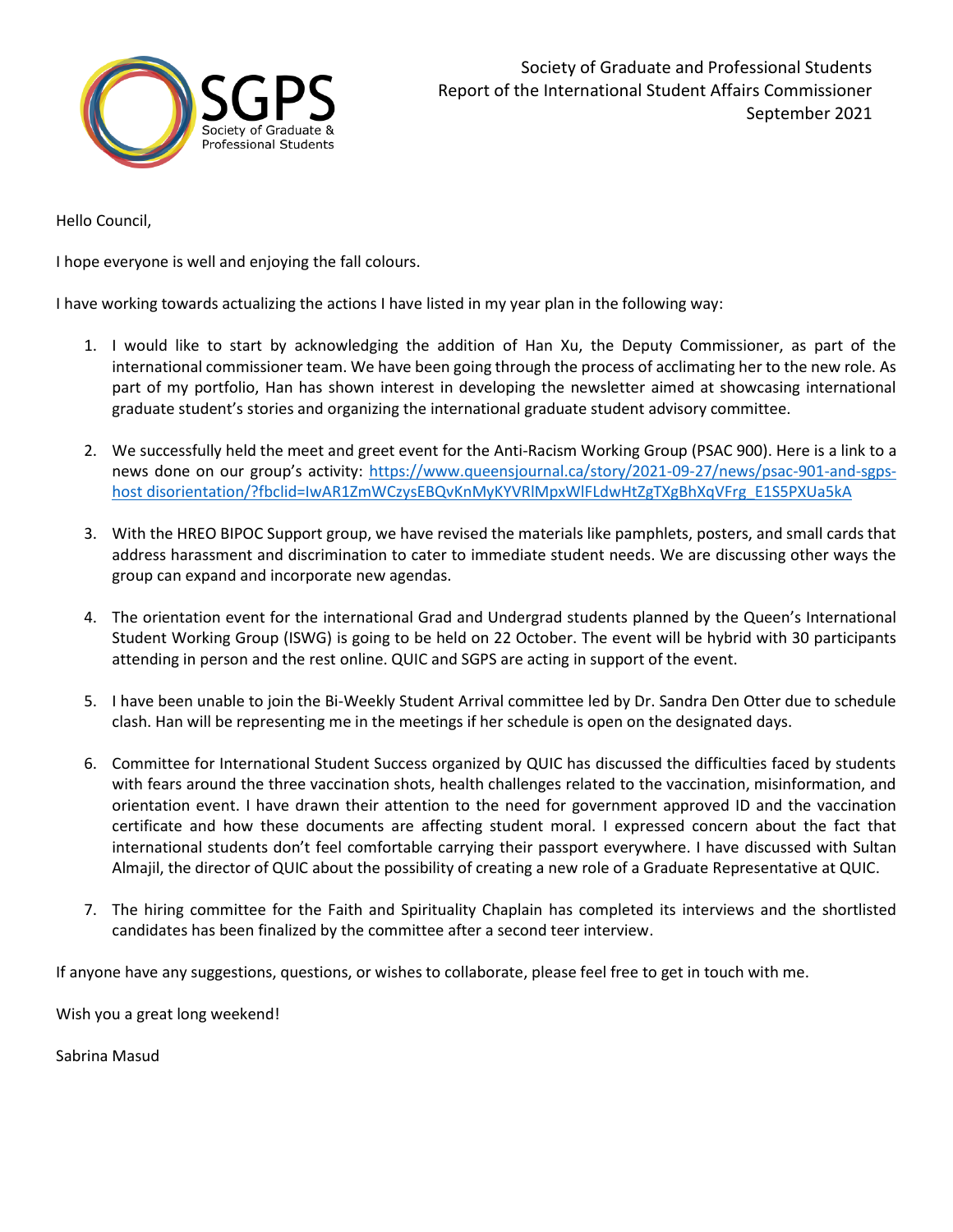Society of Graduate and Professional Students
Report of the International Student Affairs Commissioner
September 2021

Hello Council,

I hope everyone is well and enjoying the fall colours.

I have working towards actualizing the actions I have listed in my year plan in the following way:

1. I would like to start by acknowledging the addition of Han Xu, the Deputy Commissioner, as part of the international commissioner team. We have been going through the process of acclimating her to the new role. As part of my portfolio, Han has shown interest in developing the newsletter aimed at showcasing international graduate student's stories and organizing the international graduate student advisory committee.

2. We successfully held the meet and greet event for the Anti-Racism Working Group (PSAC 900). Here is a link to a news done on our group's activity: https://www.queensjournal.ca/story/2021-09-27/news/psac-901-and-sgps-host disorientation/?fbclid=IwAR1ZmWCzysEBQvKnMyKYVRlMpxWlFLdwHtZgTXgBhXqVFrg_E1S5PXUa5kA

3. With the HREO BIPOC Support group, we have revised the materials like pamphlets, posters, and small cards that address harassment and discrimination to cater to immediate student needs. We are discussing other ways the group can expand and incorporate new agendas.

4. The orientation event for the international Grad and Undergrad students planned by the Queen's International Student Working Group (ISWG) is going to be held on 22 October. The event will be hybrid with 30 participants attending in person and the rest online. QUIC and SGPS are acting in support of the event.

5. I have been unable to join the Bi-Weekly Student Arrival committee led by Dr. Sandra Den Otter due to schedule clash. Han will be representing me in the meetings if her schedule is open on the designated days.

6. Committee for International Student Success organized by QUIC has discussed the difficulties faced by students with fears around the three vaccination shots, health challenges related to the vaccination, misinformation, and orientation event. I have drawn their attention to the need for government approved ID and the vaccination certificate and how these documents are affecting student moral. I expressed concern about the fact that international students don't feel comfortable carrying their passport everywhere. I have discussed with Sultan Almajil, the director of QUIC about the possibility of creating a new role of a Graduate Representative at QUIC.

7. The hiring committee for the Faith and Spirituality Chaplain has completed its interviews and the shortlisted candidates has been finalized by the committee after a second teer interview.

If anyone have any suggestions, questions, or wishes to collaborate, please feel free to get in touch with me.

Wish you a great long weekend!

Sabrina Masud